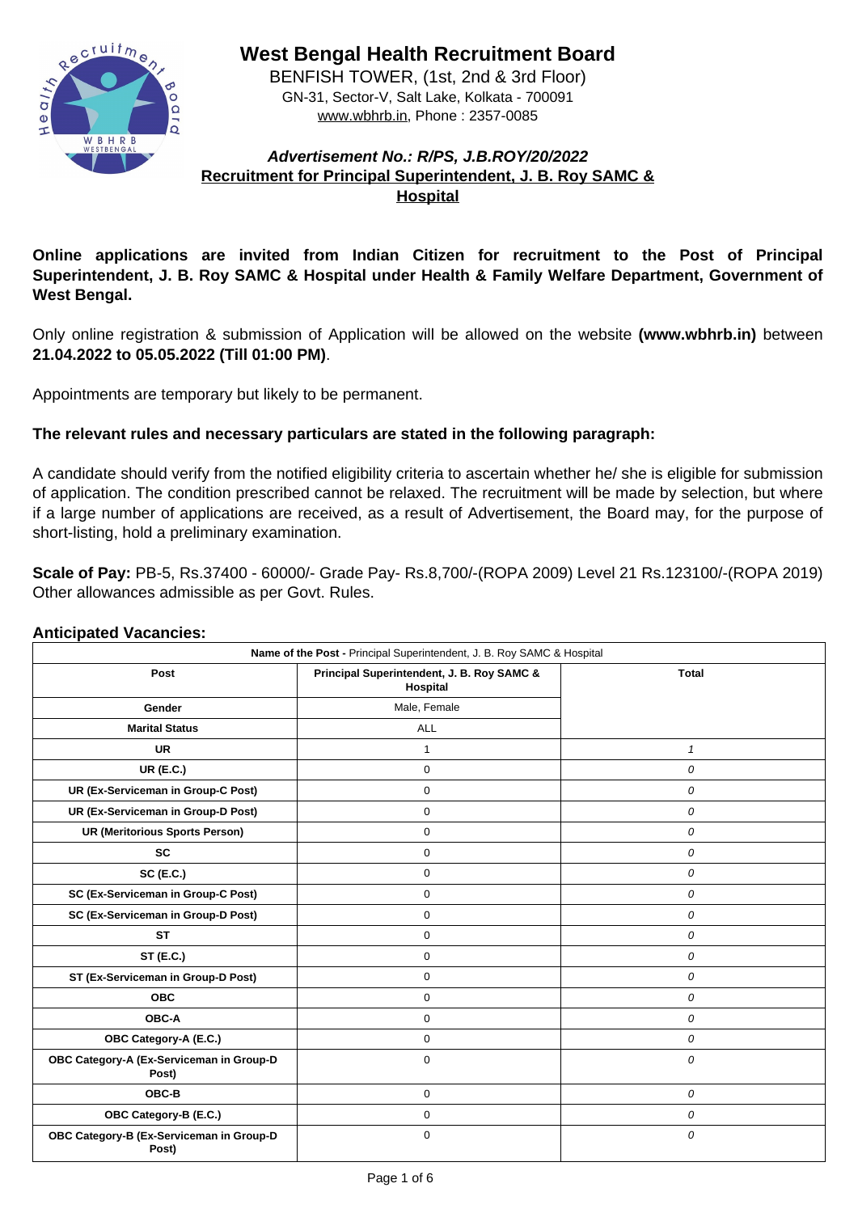# West Bengal Health Recruitment Board

BENFISH TOWER, (1st, 2nd & 3rd Floor)
GN-31, Sector-V, Salt Lake, Kolkata - 700091
www.wbhrb.in, Phone : 2357-0085

***Advertisement No.: R/PS, J.B.ROY/20/2022***

**Recruitment for Principal Superintendent, J. B. Roy SAMC & Hospital**

**Online applications are invited from Indian Citizen for recruitment to the Post of Principal Superintendent, J. B. Roy SAMC & Hospital under Health & Family Welfare Department, Government of West Bengal.**

Only online registration & submission of Application will be allowed on the website **(www.wbhrb.in)** between **21.04.2022 to 05.05.2022 (Till 01:00 PM)**.

Appointments are temporary but likely to be permanent.

**The relevant rules and necessary particulars are stated in the following paragraph:**

A candidate should verify from the notified eligibility criteria to ascertain whether he/ she is eligible for submission of application. The condition prescribed cannot be relaxed. The recruitment will be made by selection, but where if a large number of applications are received, as a result of Advertisement, the Board may, for the purpose of short-listing, hold a preliminary examination.

**Scale of Pay:** PB-5, Rs.37400 - 60000/- Grade Pay- Rs.8,700/-(ROPA 2009) Level 21 Rs.123100/-(ROPA 2019) Other allowances admissible as per Govt. Rules.

**Anticipated Vacancies:**

| **Name of the Post -** Principal Superintendent, J. B. Roy SAMC & Hospital | | |
|---|---|---|
| **Post** | **Principal Superintendent, J. B. Roy SAMC & Hospital** | **Total** |
| **Gender** | Male, Female | |
| **Marital Status** | ALL | |
| **UR** | 1 | *1* |
| **UR (E.C.)** | 0 | *0* |
| **UR (Ex-Serviceman in Group-C Post)** | 0 | *0* |
| **UR (Ex-Serviceman in Group-D Post)** | 0 | *0* |
| **UR (Meritorious Sports Person)** | 0 | *0* |
| **SC** | 0 | *0* |
| **SC (E.C.)** | 0 | *0* |
| **SC (Ex-Serviceman in Group-C Post)** | 0 | *0* |
| **SC (Ex-Serviceman in Group-D Post)** | 0 | *0* |
| **ST** | 0 | *0* |
| **ST (E.C.)** | 0 | *0* |
| **ST (Ex-Serviceman in Group-D Post)** | 0 | *0* |
| **OBC** | 0 | *0* |
| **OBC-A** | 0 | *0* |
| **OBC Category-A (E.C.)** | 0 | *0* |
| **OBC Category-A (Ex-Serviceman in Group-D Post)** | 0 | *0* |
| **OBC-B** | 0 | *0* |
| **OBC Category-B (E.C.)** | 0 | *0* |
| **OBC Category-B (Ex-Serviceman in Group-D Post)** | 0 | *0* |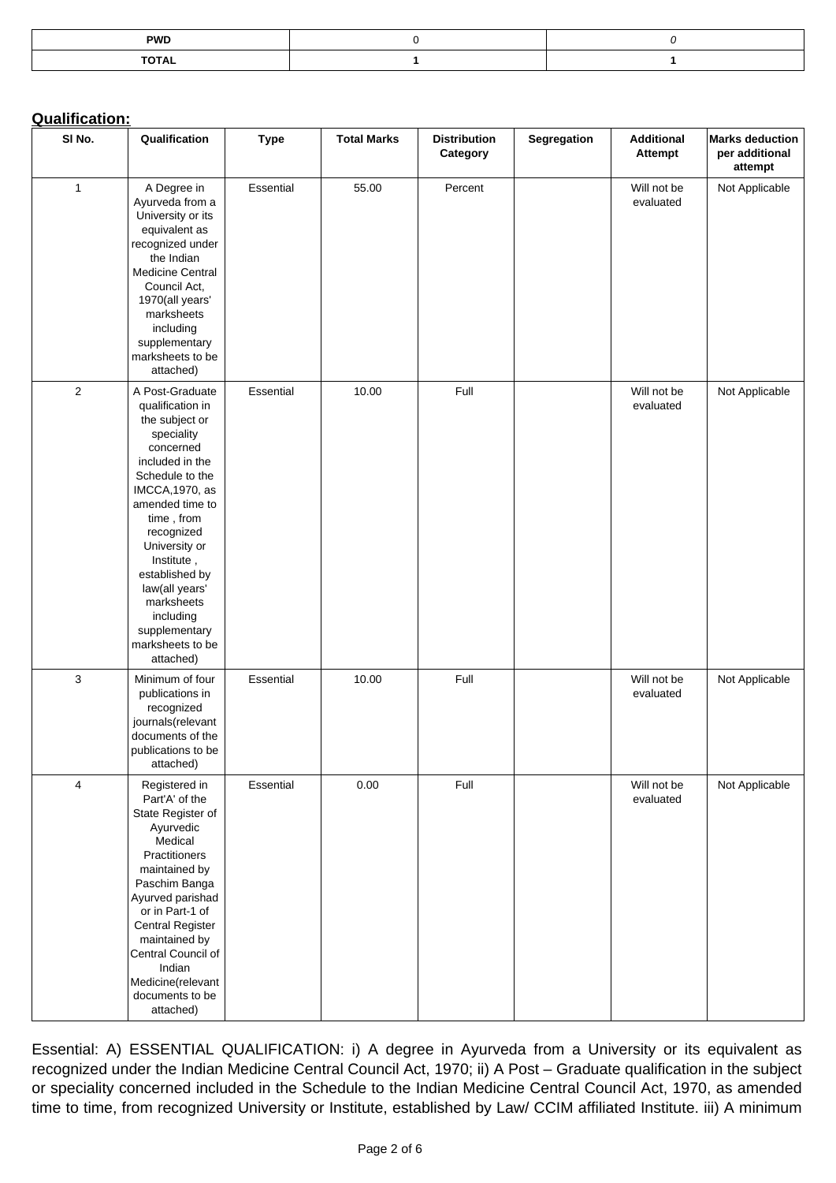| PWD | 0 | *0* |
|---|---|---|
| **TOTAL** | **1** | **1** |

**Qualification:**

| Sl No. | Qualification | Type | Total Marks | Distribution Category | Segregation | Additional Attempt | Marks deduction per additional attempt |
|---|---|---|---|---|---|---|---|
| 1 | A Degree in Ayurveda from a University or its equivalent as recognized under the Indian Medicine Central Council Act, 1970(all years' marksheets including supplementary marksheets to be attached) | Essential | 55.00 | Percent | | Will not be evaluated | Not Applicable |
| 2 | A Post-Graduate qualification in the subject or speciality concerned included in the Schedule to the IMCCA,1970, as amended time to time , from recognized University or Institute , established by law(all years' marksheets including supplementary marksheets to be attached) | Essential | 10.00 | Full | | Will not be evaluated | Not Applicable |
| 3 | Minimum of four publications in recognized journals(relevant documents of the publications to be attached) | Essential | 10.00 | Full | | Will not be evaluated | Not Applicable |
| 4 | Registered in Part'A' of the State Register of Ayurvedic Medical Practitioners maintained by Paschim Banga Ayurved parishad or in Part-1 of Central Register maintained by Central Council of Indian Medicine(relevant documents to be attached) | Essential | 0.00 | Full | | Will not be evaluated | Not Applicable |

Essential: A) ESSENTIAL QUALIFICATION: i) A degree in Ayurveda from a University or its equivalent as recognized under the Indian Medicine Central Council Act, 1970; ii) A Post – Graduate qualification in the subject or speciality concerned included in the Schedule to the Indian Medicine Central Council Act, 1970, as amended time to time, from recognized University or Institute, established by Law/ CCIM affiliated Institute. iii) A minimum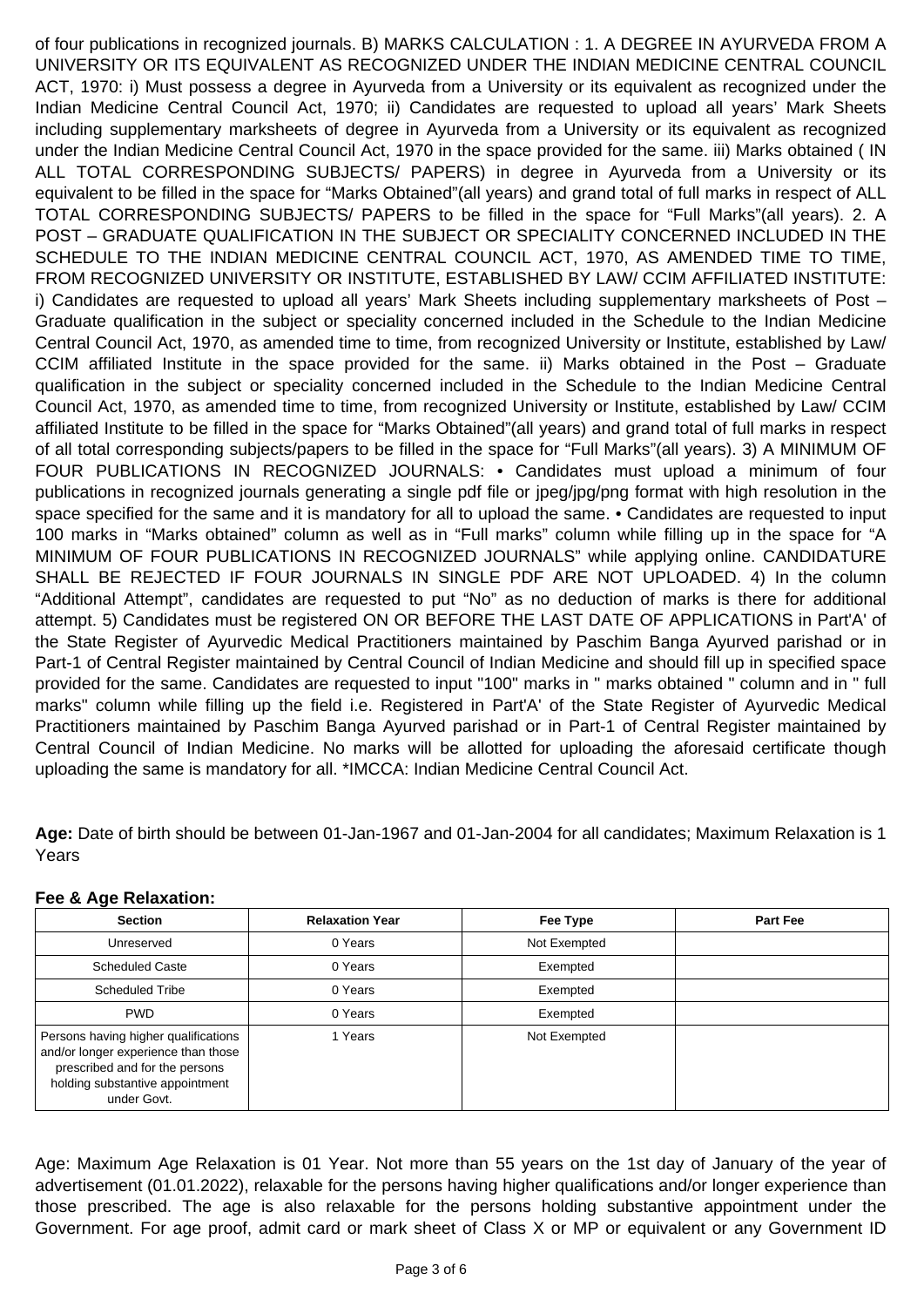of four publications in recognized journals. B) MARKS CALCULATION : 1. A DEGREE IN AYURVEDA FROM A UNIVERSITY OR ITS EQUIVALENT AS RECOGNIZED UNDER THE INDIAN MEDICINE CENTRAL COUNCIL ACT, 1970: i) Must possess a degree in Ayurveda from a University or its equivalent as recognized under the Indian Medicine Central Council Act, 1970; ii) Candidates are requested to upload all years' Mark Sheets including supplementary marksheets of degree in Ayurveda from a University or its equivalent as recognized under the Indian Medicine Central Council Act, 1970 in the space provided for the same. iii) Marks obtained ( IN ALL TOTAL CORRESPONDING SUBJECTS/ PAPERS) in degree in Ayurveda from a University or its equivalent to be filled in the space for "Marks Obtained"(all years) and grand total of full marks in respect of ALL TOTAL CORRESPONDING SUBJECTS/ PAPERS to be filled in the space for "Full Marks"(all years). 2. A POST – GRADUATE QUALIFICATION IN THE SUBJECT OR SPECIALITY CONCERNED INCLUDED IN THE SCHEDULE TO THE INDIAN MEDICINE CENTRAL COUNCIL ACT, 1970, AS AMENDED TIME TO TIME, FROM RECOGNIZED UNIVERSITY OR INSTITUTE, ESTABLISHED BY LAW/ CCIM AFFILIATED INSTITUTE: i) Candidates are requested to upload all years' Mark Sheets including supplementary marksheets of Post – Graduate qualification in the subject or speciality concerned included in the Schedule to the Indian Medicine Central Council Act, 1970, as amended time to time, from recognized University or Institute, established by Law/ CCIM affiliated Institute in the space provided for the same. ii) Marks obtained in the Post – Graduate qualification in the subject or speciality concerned included in the Schedule to the Indian Medicine Central Council Act, 1970, as amended time to time, from recognized University or Institute, established by Law/ CCIM affiliated Institute to be filled in the space for "Marks Obtained"(all years) and grand total of full marks in respect of all total corresponding subjects/papers to be filled in the space for "Full Marks"(all years). 3) A MINIMUM OF FOUR PUBLICATIONS IN RECOGNIZED JOURNALS: • Candidates must upload a minimum of four publications in recognized journals generating a single pdf file or jpeg/jpg/png format with high resolution in the space specified for the same and it is mandatory for all to upload the same. • Candidates are requested to input 100 marks in "Marks obtained" column as well as in "Full marks" column while filling up in the space for "A MINIMUM OF FOUR PUBLICATIONS IN RECOGNIZED JOURNALS" while applying online. CANDIDATURE SHALL BE REJECTED IF FOUR JOURNALS IN SINGLE PDF ARE NOT UPLOADED. 4) In the column "Additional Attempt", candidates are requested to put "No" as no deduction of marks is there for additional attempt. 5) Candidates must be registered ON OR BEFORE THE LAST DATE OF APPLICATIONS in Part'A' of the State Register of Ayurvedic Medical Practitioners maintained by Paschim Banga Ayurved parishad or in Part-1 of Central Register maintained by Central Council of Indian Medicine and should fill up in specified space provided for the same. Candidates are requested to input "100" marks in " marks obtained " column and in " full marks" column while filling up the field i.e. Registered in Part'A' of the State Register of Ayurvedic Medical Practitioners maintained by Paschim Banga Ayurved parishad or in Part-1 of Central Register maintained by Central Council of Indian Medicine. No marks will be allotted for uploading the aforesaid certificate though uploading the same is mandatory for all. *IMCCA: Indian Medicine Central Council Act.

**Age:** Date of birth should be between 01-Jan-1967 and 01-Jan-2004 for all candidates; Maximum Relaxation is 1 Years

**Fee & Age Relaxation:**

| Section | Relaxation Year | Fee Type | Part Fee |
|---|---|---|---|
| Unreserved | 0 Years | Not Exempted | |
| Scheduled Caste | 0 Years | Exempted | |
| Scheduled Tribe | 0 Years | Exempted | |
| PWD | 0 Years | Exempted | |
| Persons having higher qualifications and/or longer experience than those prescribed and for the persons holding substantive appointment under Govt. | 1 Years | Not Exempted | |

Age: Maximum Age Relaxation is 01 Year. Not more than 55 years on the 1st day of January of the year of advertisement (01.01.2022), relaxable for the persons having higher qualifications and/or longer experience than those prescribed. The age is also relaxable for the persons holding substantive appointment under the Government. For age proof, admit card or mark sheet of Class X or MP or equivalent or any Government ID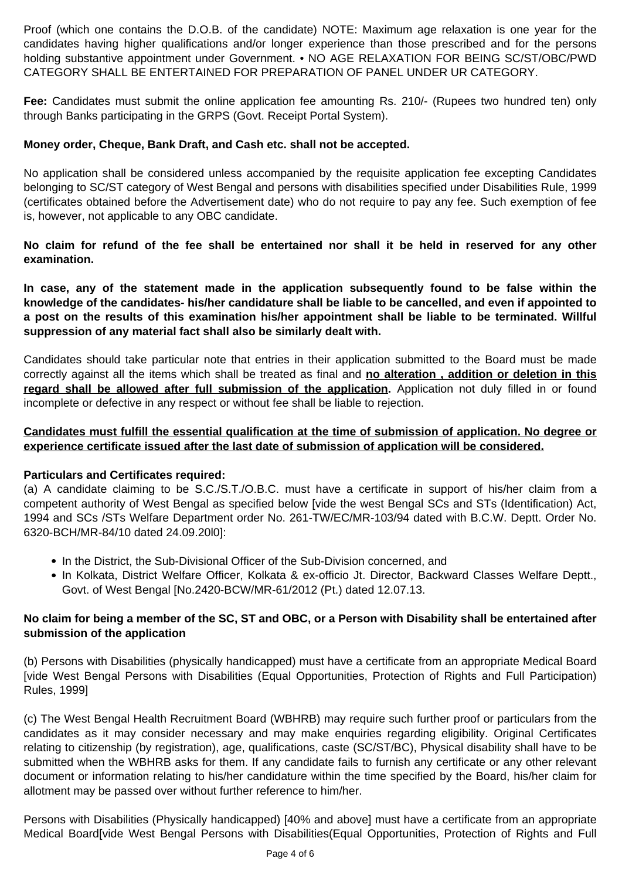Proof (which one contains the D.O.B. of the candidate) NOTE: Maximum age relaxation is one year for the candidates having higher qualifications and/or longer experience than those prescribed and for the persons holding substantive appointment under Government. • NO AGE RELAXATION FOR BEING SC/ST/OBC/PWD CATEGORY SHALL BE ENTERTAINED FOR PREPARATION OF PANEL UNDER UR CATEGORY.

**Fee:** Candidates must submit the online application fee amounting Rs. 210/- (Rupees two hundred ten) only through Banks participating in the GRPS (Govt. Receipt Portal System).

**Money order, Cheque, Bank Draft, and Cash etc. shall not be accepted.**

No application shall be considered unless accompanied by the requisite application fee excepting Candidates belonging to SC/ST category of West Bengal and persons with disabilities specified under Disabilities Rule, 1999 (certificates obtained before the Advertisement date) who do not require to pay any fee. Such exemption of fee is, however, not applicable to any OBC candidate.

**No claim for refund of the fee shall be entertained nor shall it be held in reserved for any other examination.**

**In case, any of the statement made in the application subsequently found to be false within the knowledge of the candidates- his/her candidature shall be liable to be cancelled, and even if appointed to a post on the results of this examination his/her appointment shall be liable to be terminated. Willful suppression of any material fact shall also be similarly dealt with.**

Candidates should take particular note that entries in their application submitted to the Board must be made correctly against all the items which shall be treated as final and **<u>no alteration , addition or deletion in this regard shall be allowed after full submission of the application</u>.** Application not duly filled in or found incomplete or defective in any respect or without fee shall be liable to rejection.

**<u>Candidates must fulfill the essential qualification at the time of submission of application. No degree or experience certificate issued after the last date of submission of application will be considered.</u>**

**Particulars and Certificates required:**

(a) A candidate claiming to be S.C./S.T./O.B.C. must have a certificate in support of his/her claim from a competent authority of West Bengal as specified below [vide the west Bengal SCs and STs (Identification) Act, 1994 and SCs /STs Welfare Department order No. 261-TW/EC/MR-103/94 dated with B.C.W. Deptt. Order No. 6320-BCH/MR-84/10 dated 24.09.20l0]:

- In the District, the Sub-Divisional Officer of the Sub-Division concerned, and
- In Kolkata, District Welfare Officer, Kolkata & ex-officio Jt. Director, Backward Classes Welfare Deptt., Govt. of West Bengal [No.2420-BCW/MR-61/2012 (Pt.) dated 12.07.13.

**No claim for being a member of the SC, ST and OBC, or a Person with Disability shall be entertained after submission of the application**

(b) Persons with Disabilities (physically handicapped) must have a certificate from an appropriate Medical Board [vide West Bengal Persons with Disabilities (Equal Opportunities, Protection of Rights and Full Participation) Rules, 1999]

(c) The West Bengal Health Recruitment Board (WBHRB) may require such further proof or particulars from the candidates as it may consider necessary and may make enquiries regarding eligibility. Original Certificates relating to citizenship (by registration), age, qualifications, caste (SC/ST/BC), Physical disability shall have to be submitted when the WBHRB asks for them. If any candidate fails to furnish any certificate or any other relevant document or information relating to his/her candidature within the time specified by the Board, his/her claim for allotment may be passed over without further reference to him/her.

Persons with Disabilities (Physically handicapped) [40% and above] must have a certificate from an appropriate Medical Board[vide West Bengal Persons with Disabilities(Equal Opportunities, Protection of Rights and Full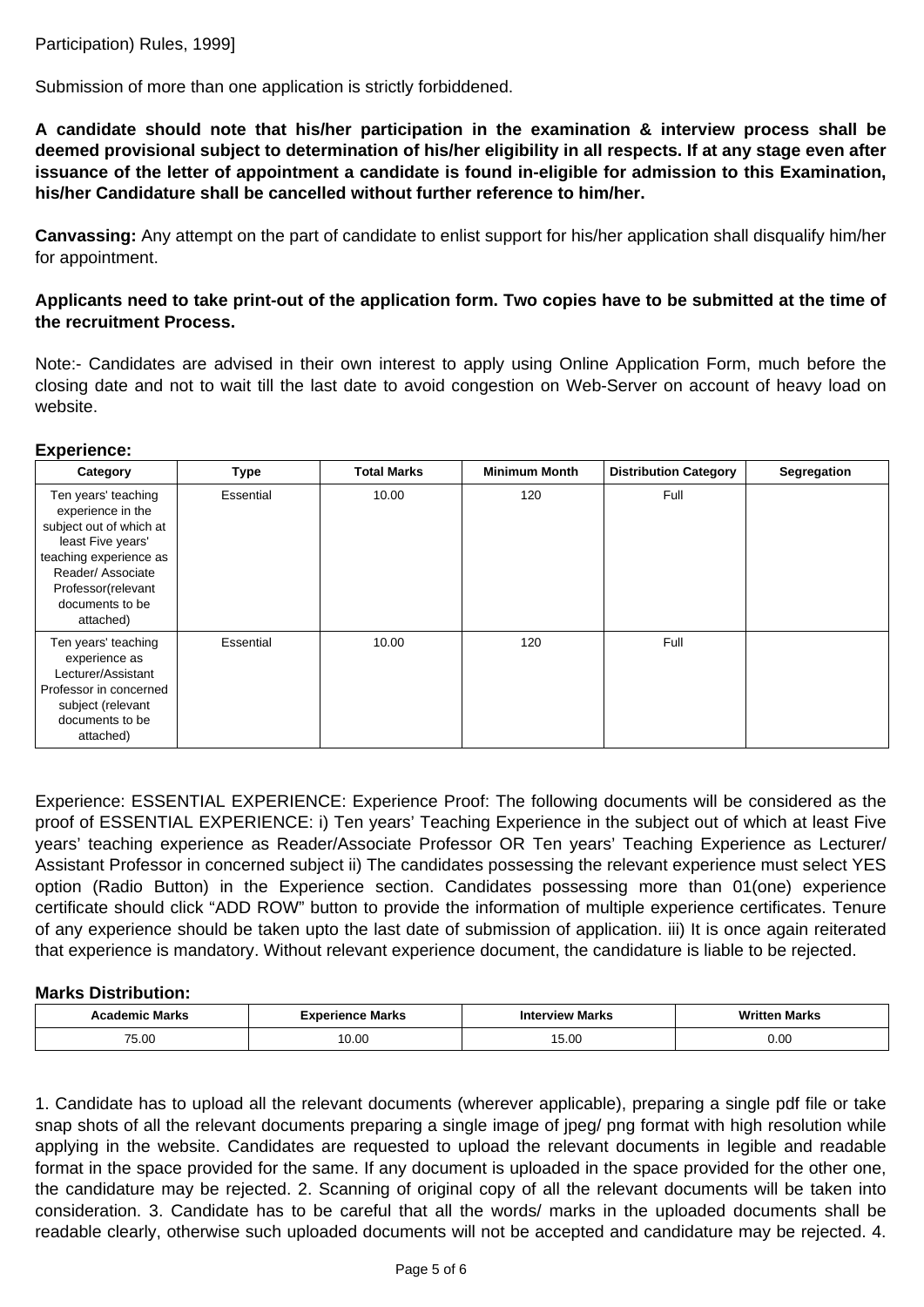Participation) Rules, 1999]

Submission of more than one application is strictly forbiddened.

**A candidate should note that his/her participation in the examination & interview process shall be deemed provisional subject to determination of his/her eligibility in all respects. If at any stage even after issuance of the letter of appointment a candidate is found in-eligible for admission to this Examination, his/her Candidature shall be cancelled without further reference to him/her.**

**Canvassing:** Any attempt on the part of candidate to enlist support for his/her application shall disqualify him/her for appointment.

**Applicants need to take print-out of the application form. Two copies have to be submitted at the time of the recruitment Process.**

Note:- Candidates are advised in their own interest to apply using Online Application Form, much before the closing date and not to wait till the last date to avoid congestion on Web-Server on account of heavy load on website.

**Experience:**

| Category | Type | Total Marks | Minimum Month | Distribution Category | Segregation |
|---|---|---|---|---|---|
| Ten years' teaching experience in the subject out of which at least Five years' teaching experience as Reader/ Associate Professor(relevant documents to be attached) | Essential | 10.00 | 120 | Full | |
| Ten years' teaching experience as Lecturer/Assistant Professor in concerned subject (relevant documents to be attached) | Essential | 10.00 | 120 | Full | |

Experience: ESSENTIAL EXPERIENCE: Experience Proof: The following documents will be considered as the proof of ESSENTIAL EXPERIENCE: i) Ten years' Teaching Experience in the subject out of which at least Five years' teaching experience as Reader/Associate Professor OR Ten years' Teaching Experience as Lecturer/ Assistant Professor in concerned subject ii) The candidates possessing the relevant experience must select YES option (Radio Button) in the Experience section. Candidates possessing more than 01(one) experience certificate should click "ADD ROW" button to provide the information of multiple experience certificates. Tenure of any experience should be taken upto the last date of submission of application. iii) It is once again reiterated that experience is mandatory. Without relevant experience document, the candidature is liable to be rejected.

**Marks Distribution:**

| Academic Marks | Experience Marks | Interview Marks | Written Marks |
|---|---|---|---|
| 75.00 | 10.00 | 15.00 | 0.00 |

1. Candidate has to upload all the relevant documents (wherever applicable), preparing a single pdf file or take snap shots of all the relevant documents preparing a single image of jpeg/ png format with high resolution while applying in the website. Candidates are requested to upload the relevant documents in legible and readable format in the space provided for the same. If any document is uploaded in the space provided for the other one, the candidature may be rejected. 2. Scanning of original copy of all the relevant documents will be taken into consideration. 3. Candidate has to be careful that all the words/ marks in the uploaded documents shall be readable clearly, otherwise such uploaded documents will not be accepted and candidature may be rejected. 4.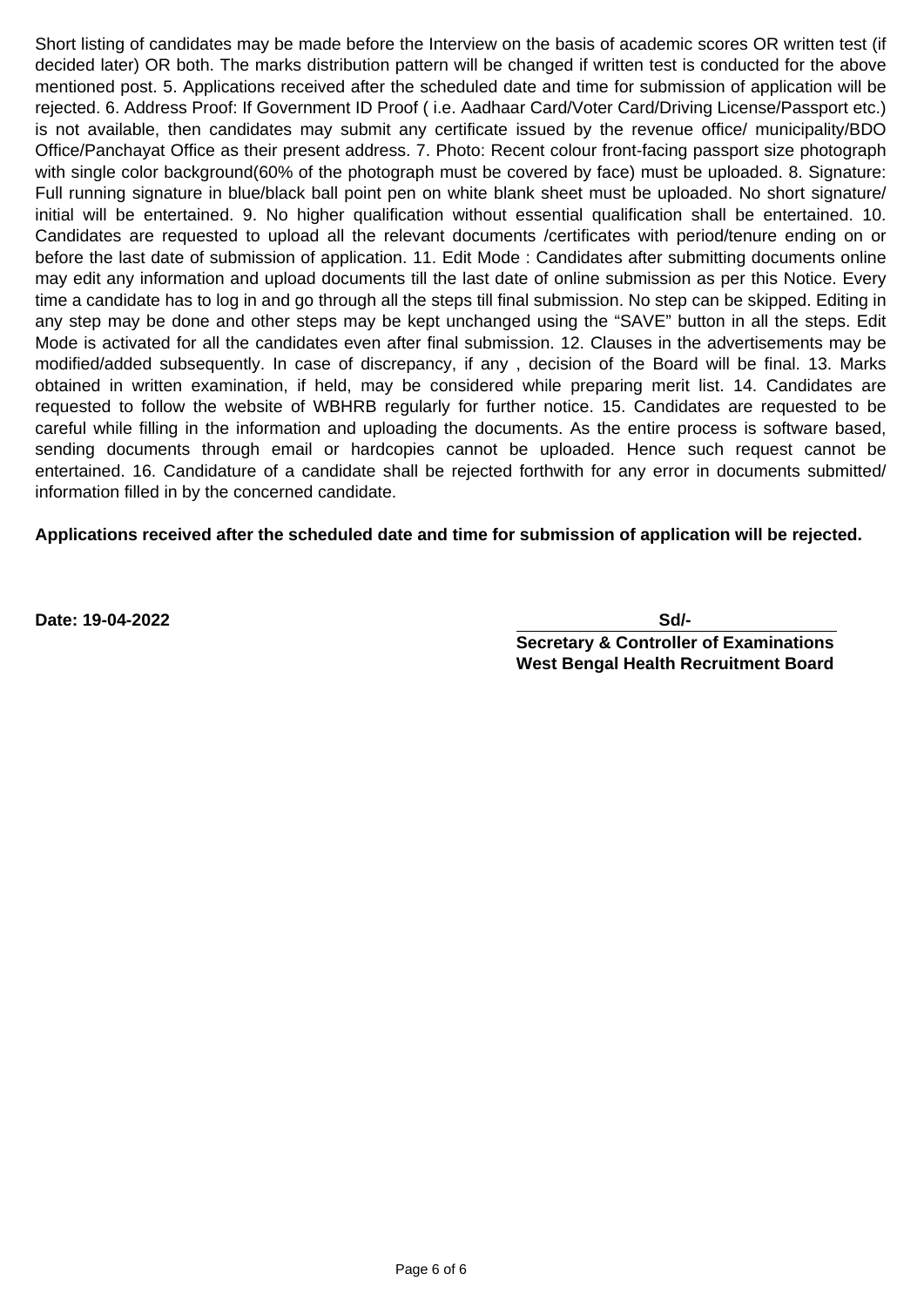Short listing of candidates may be made before the Interview on the basis of academic scores OR written test (if decided later) OR both. The marks distribution pattern will be changed if written test is conducted for the above mentioned post. 5. Applications received after the scheduled date and time for submission of application will be rejected. 6. Address Proof: If Government ID Proof ( i.e. Aadhaar Card/Voter Card/Driving License/Passport etc.) is not available, then candidates may submit any certificate issued by the revenue office/ municipality/BDO Office/Panchayat Office as their present address. 7. Photo: Recent colour front-facing passport size photograph with single color background(60% of the photograph must be covered by face) must be uploaded. 8. Signature: Full running signature in blue/black ball point pen on white blank sheet must be uploaded. No short signature/ initial will be entertained. 9. No higher qualification without essential qualification shall be entertained. 10. Candidates are requested to upload all the relevant documents /certificates with period/tenure ending on or before the last date of submission of application. 11. Edit Mode : Candidates after submitting documents online may edit any information and upload documents till the last date of online submission as per this Notice. Every time a candidate has to log in and go through all the steps till final submission. No step can be skipped. Editing in any step may be done and other steps may be kept unchanged using the "SAVE" button in all the steps. Edit Mode is activated for all the candidates even after final submission. 12. Clauses in the advertisements may be modified/added subsequently. In case of discrepancy, if any , decision of the Board will be final. 13. Marks obtained in written examination, if held, may be considered while preparing merit list. 14. Candidates are requested to follow the website of WBHRB regularly for further notice. 15. Candidates are requested to be careful while filling in the information and uploading the documents. As the entire process is software based, sending documents through email or hardcopies cannot be uploaded. Hence such request cannot be entertained. 16. Candidature of a candidate shall be rejected forthwith for any error in documents submitted/ information filled in by the concerned candidate.

**Applications received after the scheduled date and time for submission of application will be rejected.**

**Date: 19-04-2022**

**Sd/-**

**Secretary & Controller of Examinations**
**West Bengal Health Recruitment Board**